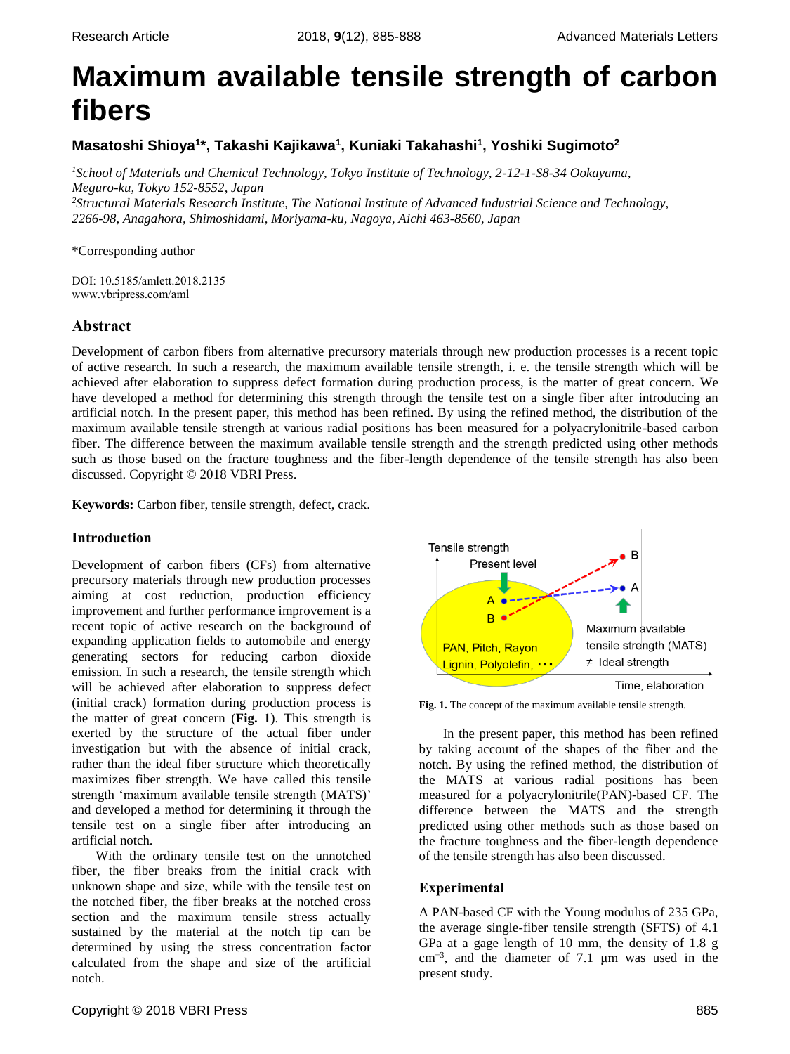Research Article

# Maximum available tensile strength of carbon fibers

**Masatoshi Shioya[1]*, Takashi Kajikawa[1], Kuniaki Takahashi[1], Yoshiki Sugimoto[2]**

[1]*School of Materials and Chemical Technology, Tokyo Institute of Technology, 2-12-1-S8-34 Ookayama, Meguro-ku, Tokyo 152-8552, Japan*
[2]*Structural Materials Research Institute, The National Institute of Advanced Industrial Science and Technology, 2266-98, Anagahora, Shimoshidami, Moriyama-ku, Nagoya, Aichi 463-8560, Japan*

*Corresponding author

DOI: 10.5185/amlett.2018.2135
www.vbripress.com/aml

## Abstract

Development of carbon fibers from alternative precursory materials through new production processes is a recent topic of active research. In such a research, the maximum available tensile strength, i. e. the tensile strength which will be achieved after elaboration to suppress defect formation during production process, is the matter of great concern. We have developed a method for determining this strength through the tensile test on a single fiber after introducing an artificial notch. In the present paper, this method has been refined. By using the refined method, the distribution of the maximum available tensile strength at various radial positions has been measured for a polyacrylonitrile-based carbon fiber. The difference between the maximum available tensile strength and the strength predicted using other methods such as those based on the fracture toughness and the fiber-length dependence of the tensile strength has also been discussed. Copyright © 2018 VBRI Press.

**Keywords:** Carbon fiber, tensile strength, defect, crack.

## Introduction

Development of carbon fibers (CFs) from alternative precursory materials through new production processes aiming at cost reduction, production efficiency improvement and further performance improvement is a recent topic of active research on the background of expanding application fields to automobile and energy generating sectors for reducing carbon dioxide emission. In such a research, the tensile strength which will be achieved after elaboration to suppress defect (initial crack) formation during production process is the matter of great concern (**Fig. 1**). This strength is exerted by the structure of the actual fiber under investigation but with the absence of initial crack, rather than the ideal fiber structure which theoretically maximizes fiber strength. We have called this tensile strength 'maximum available tensile strength (MATS)' and developed a method for determining it through the tensile test on a single fiber after introducing an artificial notch.

With the ordinary tensile test on the unnotched fiber, the fiber breaks from the initial crack with unknown shape and size, while with the tensile test on the notched fiber, the fiber breaks at the notched cross section and the maximum tensile stress actually sustained by the material at the notch tip can be determined by using the stress concentration factor calculated from the shape and size of the artificial notch.

**Fig. 1.** The concept of the maximum available tensile strength.

In the present paper, this method has been refined by taking account of the shapes of the fiber and the notch. By using the refined method, the distribution of the MATS at various radial positions has been measured for a polyacrylonitrile(PAN)-based CF. The difference between the MATS and the strength predicted using other methods such as those based on the fracture toughness and the fiber-length dependence of the tensile strength has also been discussed.

## Experimental

A PAN-based CF with the Young modulus of 235 GPa, the average single-fiber tensile strength (SFTS) of 4.1 GPa at a gage length of 10 mm, the density of 1.8 g cm$^{-3}$, and the diameter of 7.1 μm was used in the present study.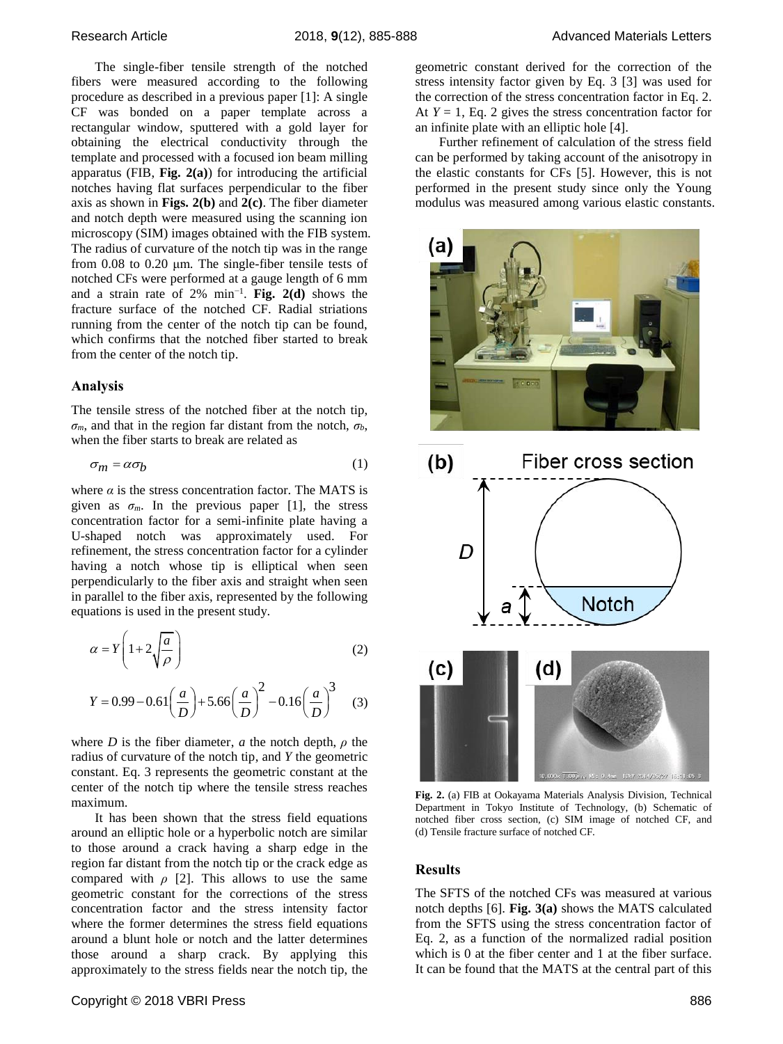The single-fiber tensile strength of the notched fibers were measured according to the following procedure as described in a previous paper [1]: A single CF was bonded on a paper template across a rectangular window, sputtered with a gold layer for obtaining the electrical conductivity through the template and processed with a focused ion beam milling apparatus (FIB, **Fig. 2(a)**) for introducing the artificial notches having flat surfaces perpendicular to the fiber axis as shown in **Figs. 2(b)** and **2(c)**. The fiber diameter and notch depth were measured using the scanning ion microscopy (SIM) images obtained with the FIB system. The radius of curvature of the notch tip was in the range from 0.08 to 0.20 μm. The single-fiber tensile tests of notched CFs were performed at a gauge length of 6 mm and a strain rate of 2% $\min^{-1}$. **Fig. 2(d)** shows the fracture surface of the notched CF. Radial striations running from the center of the notch tip can be found, which confirms that the notched fiber started to break from the center of the notch tip.

## Analysis

The tensile stress of the notched fiber at the notch tip, $\sigma_m$, and that in the region far distant from the notch, $\sigma_b$, when the fiber starts to break are related as

$$\sigma_m = \alpha\sigma_b \tag{1}$$

where $\alpha$ is the stress concentration factor. The MATS is given as $\sigma_m$. In the previous paper [1], the stress concentration factor for a semi-infinite plate having a U-shaped notch was approximately used. For refinement, the stress concentration factor for a cylinder having a notch whose tip is elliptical when seen perpendicularly to the fiber axis and straight when seen in parallel to the fiber axis, represented by the following equations is used in the present study.

$$\alpha = Y\left(1 + 2\sqrt{\frac{a}{\rho}}\right) \tag{2}$$

$$Y = 0.99 - 0.61\left(\frac{a}{D}\right) + 5.66\left(\frac{a}{D}\right)^2 - 0.16\left(\frac{a}{D}\right)^3 \tag{3}$$

where $D$ is the fiber diameter, $a$ the notch depth, $\rho$ the radius of curvature of the notch tip, and $Y$ the geometric constant. Eq. 3 represents the geometric constant at the center of the notch tip where the tensile stress reaches maximum.

It has been shown that the stress field equations around an elliptic hole or a hyperbolic notch are similar to those around a crack having a sharp edge in the region far distant from the notch tip or the crack edge as compared with $\rho$ [2]. This allows to use the same geometric constant for the corrections of the stress concentration factor and the stress intensity factor where the former determines the stress field equations around a blunt hole or notch and the latter determines those around a sharp crack. By applying this approximately to the stress fields near the notch tip, the geometric constant derived for the correction of the stress intensity factor given by Eq. 3 [3] was used for the correction of the stress concentration factor in Eq. 2. At $Y = 1$, Eq. 2 gives the stress concentration factor for an infinite plate with an elliptic hole [4].

Further refinement of calculation of the stress field can be performed by taking account of the anisotropy in the elastic constants for CFs [5]. However, this is not performed in the present study since only the Young modulus was measured among various elastic constants.

**Fig. 2.** (a) FIB at Ookayama Materials Analysis Division, Technical Department in Tokyo Institute of Technology, (b) Schematic of notched fiber cross section, (c) SIM image of notched CF, and (d) Tensile fracture surface of notched CF.

## Results

The SFTS of the notched CFs was measured at various notch depths [6]. **Fig. 3(a)** shows the MATS calculated from the SFTS using the stress concentration factor of Eq. 2, as a function of the normalized radial position which is 0 at the fiber center and 1 at the fiber surface. It can be found that the MATS at the central part of this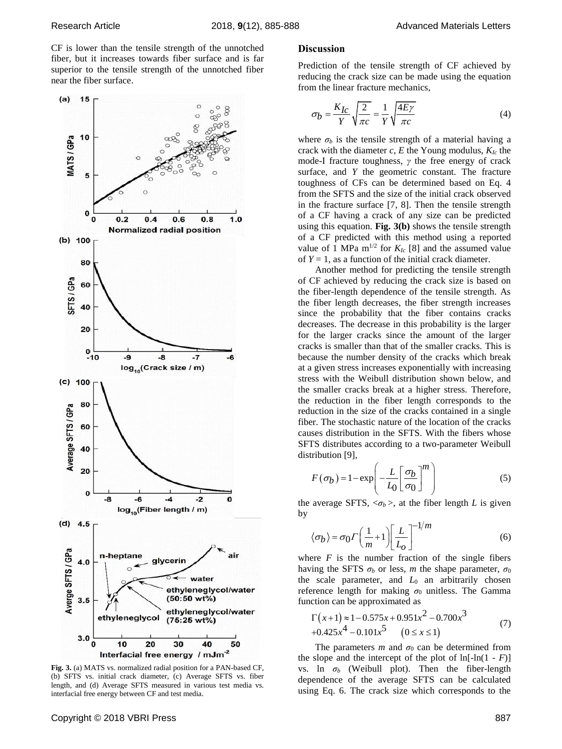CF is lower than the tensile strength of the unnotched fiber, but it increases towards fiber surface and is far superior to the tensile strength of the unnotched fiber near the fiber surface.

**Fig. 3.** (a) MATS vs. normalized radial position for a PAN-based CF, (b) SFTS vs. initial crack diameter, (c) Average SFTS vs. fiber length, and (d) Average SFTS measured in various test media vs. interfacial free energy between CF and test media.

## Discussion

Prediction of the tensile strength of CF achieved by reducing the crack size can be made using the equation from the linear fracture mechanics,

$$\sigma_b = \frac{K_{Ic}}{Y}\sqrt{\frac{2}{\pi c}} = \frac{1}{Y}\sqrt{\frac{4E\gamma}{\pi c}} \tag{4}$$

where $\sigma_b$ is the tensile strength of a material having a crack with the diameter $c$, $E$ the Young modulus, $K_{Ic}$ the mode-I fracture toughness, $\gamma$ the free energy of crack surface, and $Y$ the geometric constant. The fracture toughness of CFs can be determined based on Eq. 4 from the SFTS and the size of the initial crack observed in the fracture surface [7, 8]. Then the tensile strength of a CF having a crack of any size can be predicted using this equation. **Fig. 3(b)** shows the tensile strength of a CF predicted with this method using a reported value of 1 MPa m$^{1/2}$ for $K_{Ic}$ [8] and the assumed value of $Y = 1$, as a function of the initial crack diameter.

Another method for predicting the tensile strength of CF achieved by reducing the crack size is based on the fiber-length dependence of the tensile strength. As the fiber length decreases, the fiber strength increases since the probability that the fiber contains cracks decreases. The decrease in this probability is the larger for the larger cracks since the amount of the larger cracks is smaller than that of the smaller cracks. This is because the number density of the cracks which break at a given stress increases exponentially with increasing stress with the Weibull distribution shown below, and the smaller cracks break at a higher stress. Therefore, the reduction in the fiber length corresponds to the reduction in the size of the cracks contained in a single fiber. The stochastic nature of the location of the cracks causes distribution in the SFTS. With the fibers whose SFTS distributes according to a two-parameter Weibull distribution [9],

$$F(\sigma_b) = 1 - \exp\left(-\frac{L}{L_0}\left[\frac{\sigma_b}{\sigma_0}\right]^m\right) \tag{5}$$

the average SFTS, $\langle\sigma_b\rangle$, at the fiber length $L$ is given by

$$\langle\sigma_b\rangle = \sigma_0 \Gamma\left(\frac{1}{m}+1\right)\left[\frac{L}{L_o}\right]^{-1/m} \tag{6}$$

where $F$ is the number fraction of the single fibers having the SFTS $\sigma_b$ or less, $m$ the shape parameter, $\sigma_0$ the scale parameter, and $L_0$ an arbitrarily chosen reference length for making $\sigma_0$ unitless. The Gamma function can be approximated as

$$\Gamma(x+1) \approx 1 - 0.575x + 0.951x^2 - 0.700x^3 + 0.425x^4 - 0.101x^5 \quad (0 \le x \le 1) \tag{7}$$

The parameters $m$ and $\sigma_0$ can be determined from the slope and the intercept of the plot of ln[-ln(1 - $F$)] vs. ln $\sigma_b$ (Weibull plot). Then the fiber-length dependence of the average SFTS can be calculated using Eq. 6. The crack size which corresponds to the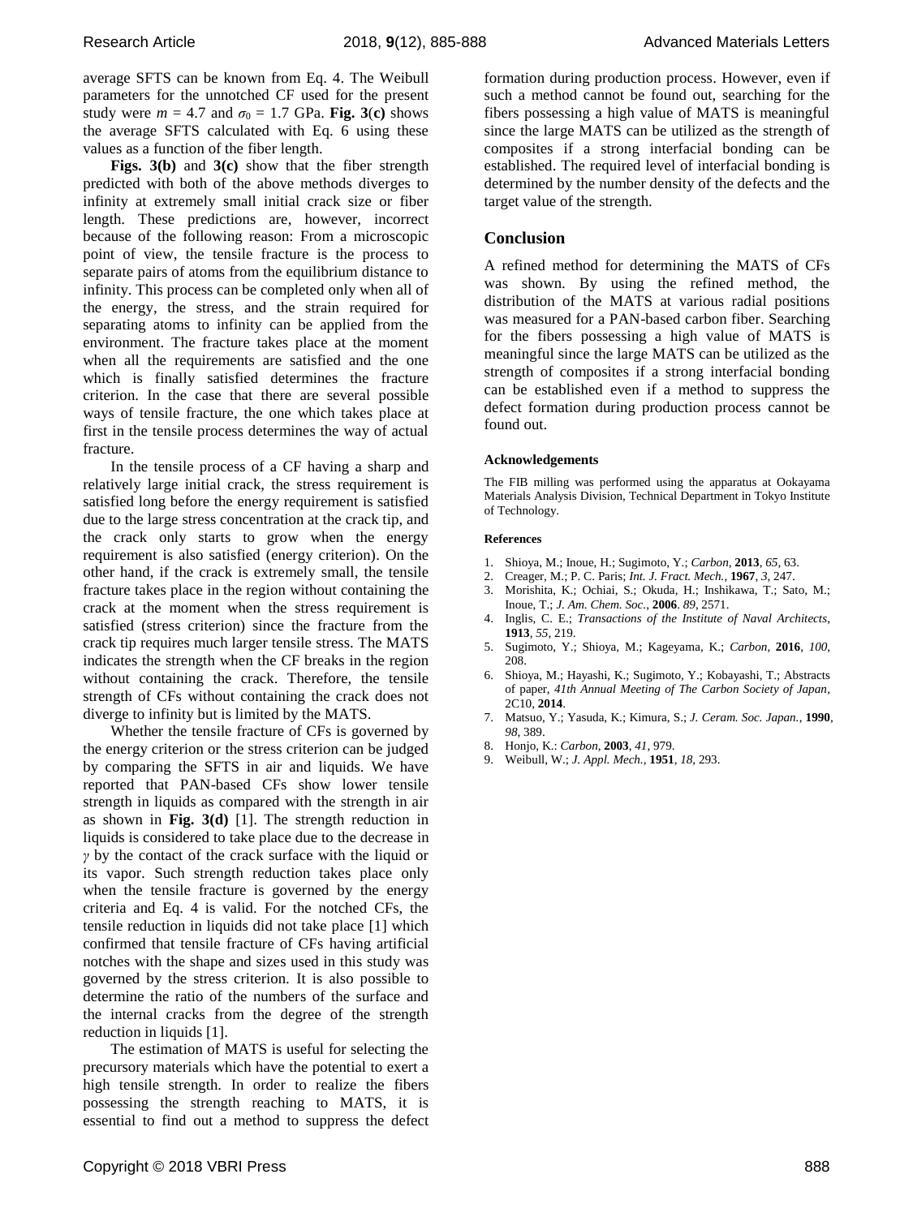average SFTS can be known from Eq. 4. The Weibull parameters for the unnotched CF used for the present study were $m = 4.7$ and $\sigma_0 = 1.7$ GPa. **Fig. 3(c)** shows the average SFTS calculated with Eq. 6 using these values as a function of the fiber length.

**Figs. 3(b)** and **3(c)** show that the fiber strength predicted with both of the above methods diverges to infinity at extremely small initial crack size or fiber length. These predictions are, however, incorrect because of the following reason: From a microscopic point of view, the tensile fracture is the process to separate pairs of atoms from the equilibrium distance to infinity. This process can be completed only when all of the energy, the stress, and the strain required for separating atoms to infinity can be applied from the environment. The fracture takes place at the moment when all the requirements are satisfied and the one which is finally satisfied determines the fracture criterion. In the case that there are several possible ways of tensile fracture, the one which takes place at first in the tensile process determines the way of actual fracture.

In the tensile process of a CF having a sharp and relatively large initial crack, the stress requirement is satisfied long before the energy requirement is satisfied due to the large stress concentration at the crack tip, and the crack only starts to grow when the energy requirement is also satisfied (energy criterion). On the other hand, if the crack is extremely small, the tensile fracture takes place in the region without containing the crack at the moment when the stress requirement is satisfied (stress criterion) since the fracture from the crack tip requires much larger tensile stress. The MATS indicates the strength when the CF breaks in the region without containing the crack. Therefore, the tensile strength of CFs without containing the crack does not diverge to infinity but is limited by the MATS.

Whether the tensile fracture of CFs is governed by the energy criterion or the stress criterion can be judged by comparing the SFTS in air and liquids. We have reported that PAN-based CFs show lower tensile strength in liquids as compared with the strength in air as shown in **Fig. 3(d)** [1]. The strength reduction in liquids is considered to take place due to the decrease in $\gamma$ by the contact of the crack surface with the liquid or its vapor. Such strength reduction takes place only when the tensile fracture is governed by the energy criteria and Eq. 4 is valid. For the notched CFs, the tensile reduction in liquids did not take place [1] which confirmed that tensile fracture of CFs having artificial notches with the shape and sizes used in this study was governed by the stress criterion. It is also possible to determine the ratio of the numbers of the surface and the internal cracks from the degree of the strength reduction in liquids [1].

The estimation of MATS is useful for selecting the precursory materials which have the potential to exert a high tensile strength. In order to realize the fibers possessing the strength reaching to MATS, it is essential to find out a method to suppress the defect formation during production process. However, even if such a method cannot be found out, searching for the fibers possessing a high value of MATS is meaningful since the large MATS can be utilized as the strength of composites if a strong interfacial bonding can be established. The required level of interfacial bonding is determined by the number density of the defects and the target value of the strength.

## Conclusion

A refined method for determining the MATS of CFs was shown. By using the refined method, the distribution of the MATS at various radial positions was measured for a PAN-based carbon fiber. Searching for the fibers possessing a high value of MATS is meaningful since the large MATS can be utilized as the strength of composites if a strong interfacial bonding can be established even if a method to suppress the defect formation during production process cannot be found out.

#### Acknowledgements

The FIB milling was performed using the apparatus at Ookayama Materials Analysis Division, Technical Department in Tokyo Institute of Technology.

#### References

1. Shioya, M.; Inoue, H.; Sugimoto, Y.; *Carbon*, **2013**, *65*, 63.
2. Creager, M.; P. C. Paris; *Int. J. Fract. Mech.*, **1967**, *3*, 247.
3. Morishita, K.; Ochiai, S.; Okuda, H.; Inshikawa, T.; Sato, M.; Inoue, T.; *J. Am. Chem. Soc.*, **2006**. *89*, 2571.
4. Inglis, C. E.; *Transactions of the Institute of Naval Architects*, **1913**, *55*, 219.
5. Sugimoto, Y.; Shioya, M.; Kageyama, K.; *Carbon*, **2016**, *100*, 208.
6. Shioya, M.; Hayashi, K.; Sugimoto, Y.; Kobayashi, T.; Abstracts of paper, *41th Annual Meeting of The Carbon Society of Japan*, 2C10, **2014**.
7. Matsuo, Y.; Yasuda, K.; Kimura, S.; *J. Ceram. Soc. Japan.*, **1990**, *98*, 389.
8. Honjo, K.: *Carbon*, **2003**, *41*, 979.
9. Weibull, W.; *J. Appl. Mech.*, **1951**, *18*, 293.